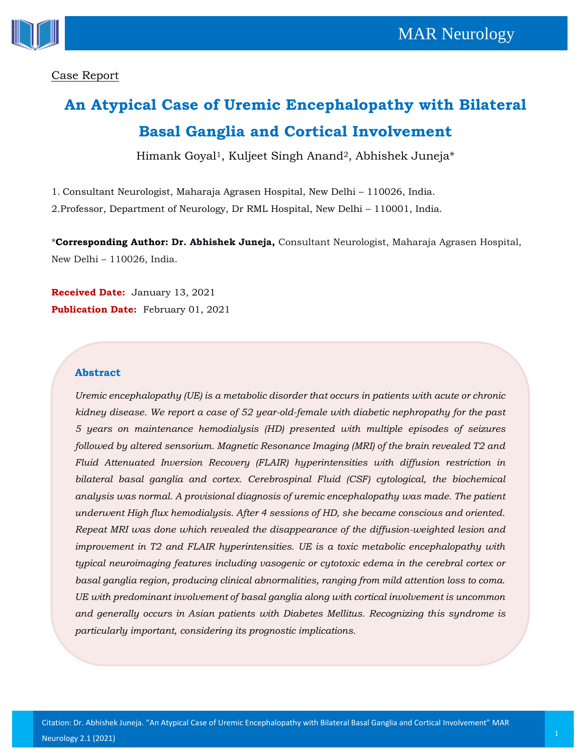Case Report

# An Atypical Case of Uremic Encephalopathy with Bilateral Basal Ganglia and Cortical Involvement

Himank Goyal[1], Kuljeet Singh Anand[2], Abhishek Juneja*

1. Consultant Neurologist, Maharaja Agrasen Hospital, New Delhi – 110026, India.
2. Professor, Department of Neurology, Dr RML Hospital, New Delhi – 110001, India.

***Corresponding Author: Dr. Abhishek Juneja,** Consultant Neurologist, Maharaja Agrasen Hospital, New Delhi – 110026, India.

**Received Date:** January 13, 2021

**Publication Date:** February 01, 2021

### Abstract

*Uremic encephalopathy (UE) is a metabolic disorder that occurs in patients with acute or chronic kidney disease. We report a case of 52 year-old-female with diabetic nephropathy for the past 5 years on maintenance hemodialysis (HD) presented with multiple episodes of seizures followed by altered sensorium. Magnetic Resonance Imaging (MRI) of the brain revealed T2 and Fluid Attenuated Inversion Recovery (FLAIR) hyperintensities with diffusion restriction in bilateral basal ganglia and cortex. Cerebrospinal Fluid (CSF) cytological, the biochemical analysis was normal. A provisional diagnosis of uremic encephalopathy was made. The patient underwent High flux hemodialysis. After 4 sessions of HD, she became conscious and oriented. Repeat MRI was done which revealed the disappearance of the diffusion-weighted lesion and improvement in T2 and FLAIR hyperintensities. UE is a toxic metabolic encephalopathy with typical neuroimaging features including vasogenic or cytotoxic edema in the cerebral cortex or basal ganglia region, producing clinical abnormalities, ranging from mild attention loss to coma. UE with predominant involvement of basal ganglia along with cortical involvement is uncommon and generally occurs in Asian patients with Diabetes Mellitus. Recognizing this syndrome is particularly important, considering its prognostic implications.*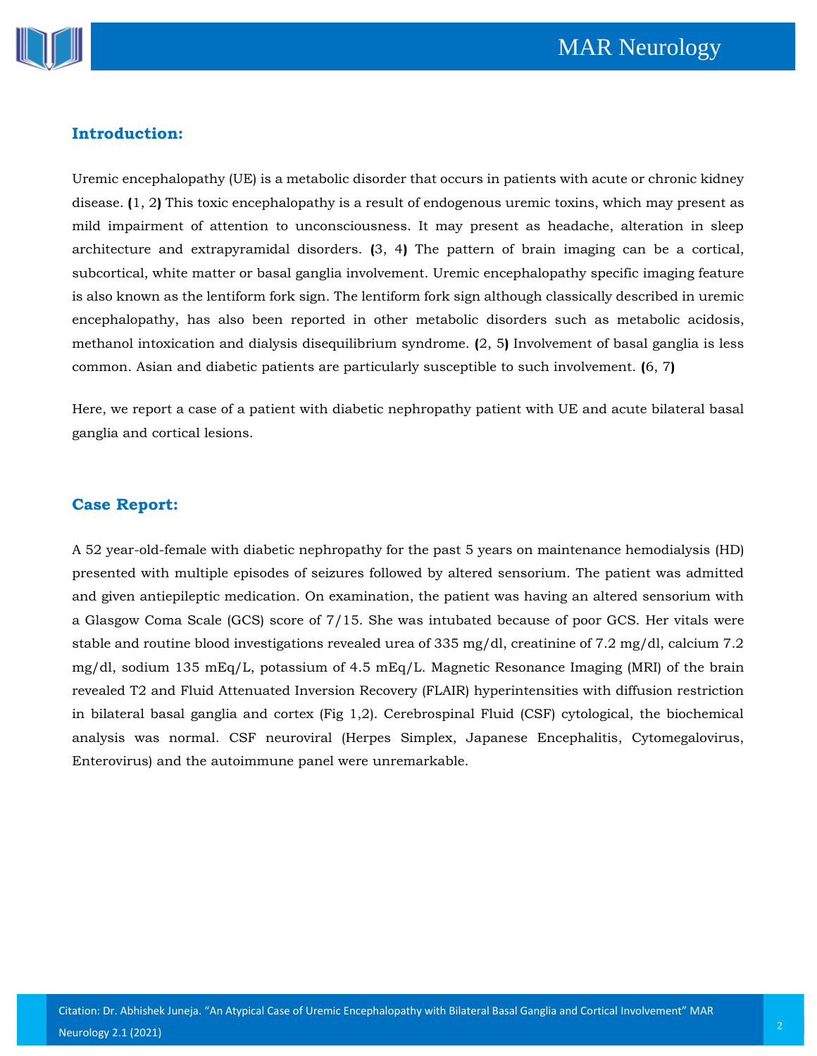## Introduction:

Uremic encephalopathy (UE) is a metabolic disorder that occurs in patients with acute or chronic kidney disease. (1, 2) This toxic encephalopathy is a result of endogenous uremic toxins, which may present as mild impairment of attention to unconsciousness. It may present as headache, alteration in sleep architecture and extrapyramidal disorders. (3, 4) The pattern of brain imaging can be a cortical, subcortical, white matter or basal ganglia involvement. Uremic encephalopathy specific imaging feature is also known as the lentiform fork sign. The lentiform fork sign although classically described in uremic encephalopathy, has also been reported in other metabolic disorders such as metabolic acidosis, methanol intoxication and dialysis disequilibrium syndrome. (2, 5) Involvement of basal ganglia is less common. Asian and diabetic patients are particularly susceptible to such involvement. (6, 7)

Here, we report a case of a patient with diabetic nephropathy patient with UE and acute bilateral basal ganglia and cortical lesions.

## Case Report:

A 52 year-old-female with diabetic nephropathy for the past 5 years on maintenance hemodialysis (HD) presented with multiple episodes of seizures followed by altered sensorium. The patient was admitted and given antiepileptic medication. On examination, the patient was having an altered sensorium with a Glasgow Coma Scale (GCS) score of 7/15. She was intubated because of poor GCS. Her vitals were stable and routine blood investigations revealed urea of 335 mg/dl, creatinine of 7.2 mg/dl, calcium 7.2 mg/dl, sodium 135 mEq/L, potassium of 4.5 mEq/L. Magnetic Resonance Imaging (MRI) of the brain revealed T2 and Fluid Attenuated Inversion Recovery (FLAIR) hyperintensities with diffusion restriction in bilateral basal ganglia and cortex (Fig 1,2). Cerebrospinal Fluid (CSF) cytological, the biochemical analysis was normal. CSF neuroviral (Herpes Simplex, Japanese Encephalitis, Cytomegalovirus, Enterovirus) and the autoimmune panel were unremarkable.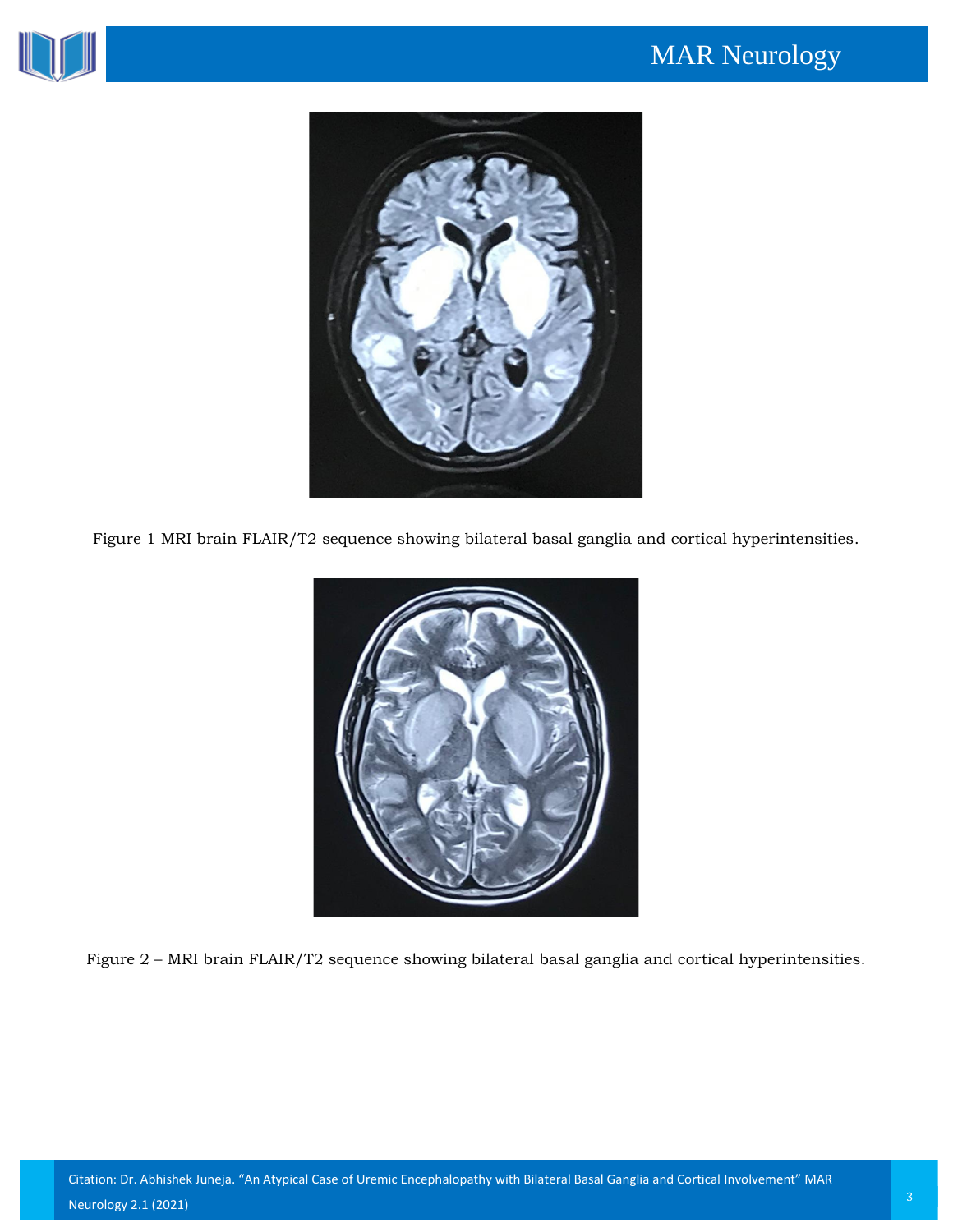Figure 1 MRI brain FLAIR/T2 sequence showing bilateral basal ganglia and cortical hyperintensities.

Figure 2 – MRI brain FLAIR/T2 sequence showing bilateral basal ganglia and cortical hyperintensities.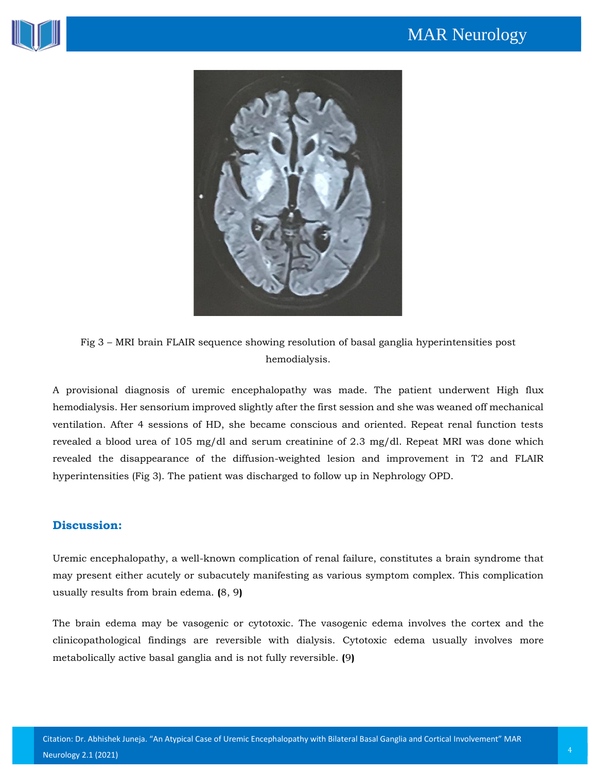Fig 3 – MRI brain FLAIR sequence showing resolution of basal ganglia hyperintensities post hemodialysis.

A provisional diagnosis of uremic encephalopathy was made. The patient underwent High flux hemodialysis. Her sensorium improved slightly after the first session and she was weaned off mechanical ventilation. After 4 sessions of HD, she became conscious and oriented. Repeat renal function tests revealed a blood urea of 105 mg/dl and serum creatinine of 2.3 mg/dl. Repeat MRI was done which revealed the disappearance of the diffusion-weighted lesion and improvement in T2 and FLAIR hyperintensities (Fig 3). The patient was discharged to follow up in Nephrology OPD.

## Discussion:

Uremic encephalopathy, a well-known complication of renal failure, constitutes a brain syndrome that may present either acutely or subacutely manifesting as various symptom complex. This complication usually results from brain edema. **(**8, 9**)**

The brain edema may be vasogenic or cytotoxic. The vasogenic edema involves the cortex and the clinicopathological findings are reversible with dialysis. Cytotoxic edema usually involves more metabolically active basal ganglia and is not fully reversible. **(**9**)**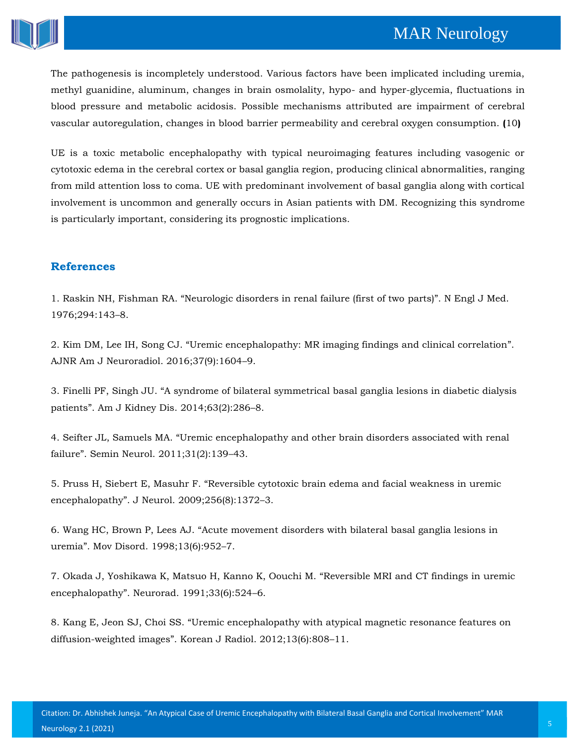The pathogenesis is incompletely understood. Various factors have been implicated including uremia, methyl guanidine, aluminum, changes in brain osmolality, hypo- and hyper-glycemia, fluctuations in blood pressure and metabolic acidosis. Possible mechanisms attributed are impairment of cerebral vascular autoregulation, changes in blood barrier permeability and cerebral oxygen consumption. (10)

UE is a toxic metabolic encephalopathy with typical neuroimaging features including vasogenic or cytotoxic edema in the cerebral cortex or basal ganglia region, producing clinical abnormalities, ranging from mild attention loss to coma. UE with predominant involvement of basal ganglia along with cortical involvement is uncommon and generally occurs in Asian patients with DM. Recognizing this syndrome is particularly important, considering its prognostic implications.

## References

1. Raskin NH, Fishman RA. "Neurologic disorders in renal failure (first of two parts)". N Engl J Med. 1976;294:143–8.

2. Kim DM, Lee IH, Song CJ. "Uremic encephalopathy: MR imaging findings and clinical correlation". AJNR Am J Neuroradiol. 2016;37(9):1604–9.

3. Finelli PF, Singh JU. "A syndrome of bilateral symmetrical basal ganglia lesions in diabetic dialysis patients". Am J Kidney Dis. 2014;63(2):286–8.

4. Seifter JL, Samuels MA. "Uremic encephalopathy and other brain disorders associated with renal failure". Semin Neurol. 2011;31(2):139–43.

5. Pruss H, Siebert E, Masuhr F. "Reversible cytotoxic brain edema and facial weakness in uremic encephalopathy". J Neurol. 2009;256(8):1372–3.

6. Wang HC, Brown P, Lees AJ. "Acute movement disorders with bilateral basal ganglia lesions in uremia". Mov Disord. 1998;13(6):952–7.

7. Okada J, Yoshikawa K, Matsuo H, Kanno K, Oouchi M. "Reversible MRI and CT findings in uremic encephalopathy". Neurorad. 1991;33(6):524–6.

8. Kang E, Jeon SJ, Choi SS. "Uremic encephalopathy with atypical magnetic resonance features on diffusion-weighted images". Korean J Radiol. 2012;13(6):808–11.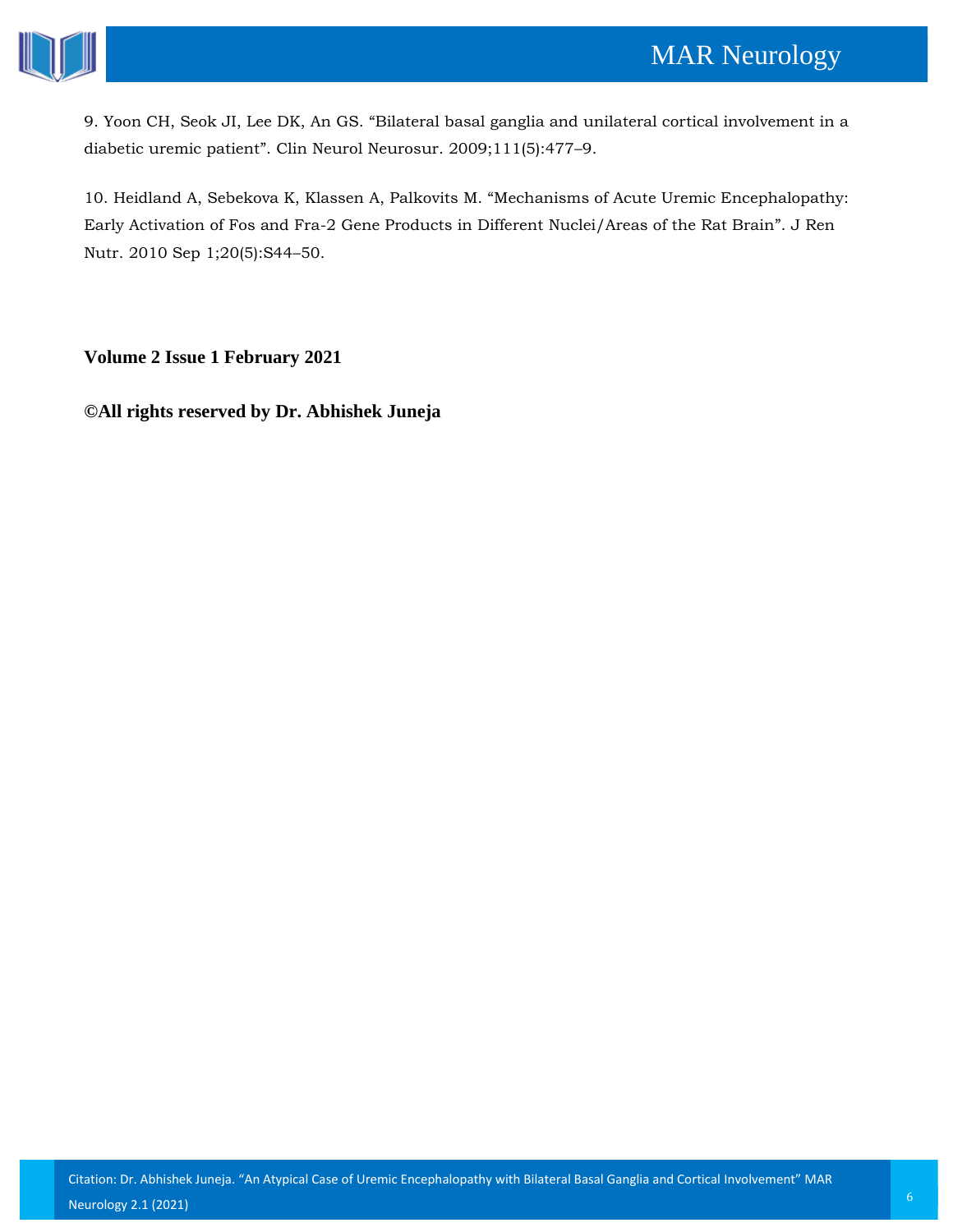9. Yoon CH, Seok JI, Lee DK, An GS. “Bilateral basal ganglia and unilateral cortical involvement in a diabetic uremic patient”. Clin Neurol Neurosur. 2009;111(5):477–9.

10. Heidland A, Sebekova K, Klassen A, Palkovits M. “Mechanisms of Acute Uremic Encephalopathy: Early Activation of Fos and Fra-2 Gene Products in Different Nuclei/Areas of the Rat Brain”. J Ren Nutr. 2010 Sep 1;20(5):S44–50.

**Volume 2 Issue 1 February 2021**

**©All rights reserved by Dr. Abhishek Juneja**